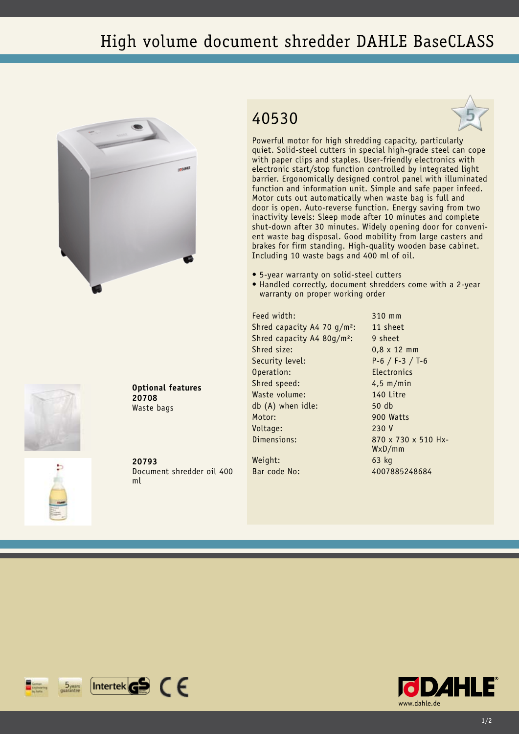# High volume document shredder DAHLE BaseCLASS

## 40530

Powerful motor for high shredding capacity, particularly quiet. Solid-steel cutters in special high-grade steel can cope with paper clips and staples. User-friendly electronics with electronic start/stop function controlled by integrated light barrier. Ergonomically designed control panel with illuminated function and information unit. Simple and safe paper infeed. Motor cuts out automatically when waste bag is full and door is open. Auto-reverse function. Energy saving from two inactivity levels: Sleep mode after 10 minutes and complete shut-down after 30 minutes. Widely opening door for convenient waste bag disposal. Good mobility from large casters and brakes for firm standing. High-quality wooden base cabinet. Including 10 waste bags and 400 ml of oil.

- 5-year warranty on solid-steel cutters
- Handled correctly, document shredders come with a 2-year warranty on proper working order

| | |
|---|---|
| Feed width: | 310 mm |
| Shred capacity A4 70 g/m²: | 11 sheet |
| Shred capacity A4 80g/m²: | 9 sheet |
| Shred size: | 0,8 x 12 mm |
| Security level: | P-6 / F-3 / T-6 |
| Operation: | Electronics |
| Shred speed: | 4,5 m/min |
| Waste volume: | 140 Litre |
| db (A) when idle: | 50 db |
| Motor: | 900 Watts |
| Voltage: | 230 V |
| Dimensions: | 870 x 730 x 510 HxWxD/mm |
| Weight: | 63 kg |
| Bar code No: | 4007885248684 |

**Optional features**

**20708**
Waste bags

**20793**
Document shredder oil 400 ml

www.dahle.de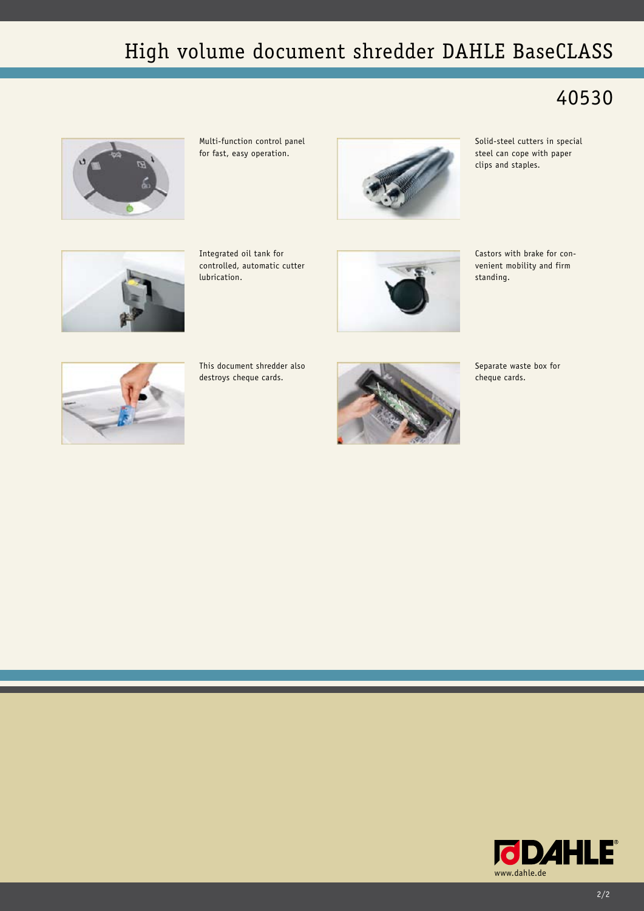# High volume document shredder DAHLE BaseCLASS

## 40530

Multi-function control panel for fast, easy operation.

Solid-steel cutters in special steel can cope with paper clips and staples.

Integrated oil tank for controlled, automatic cutter lubrication.

Castors with brake for convenient mobility and firm standing.

This document shredder also destroys cheque cards.

Separate waste box for cheque cards.

DAHLE®
www.dahle.de